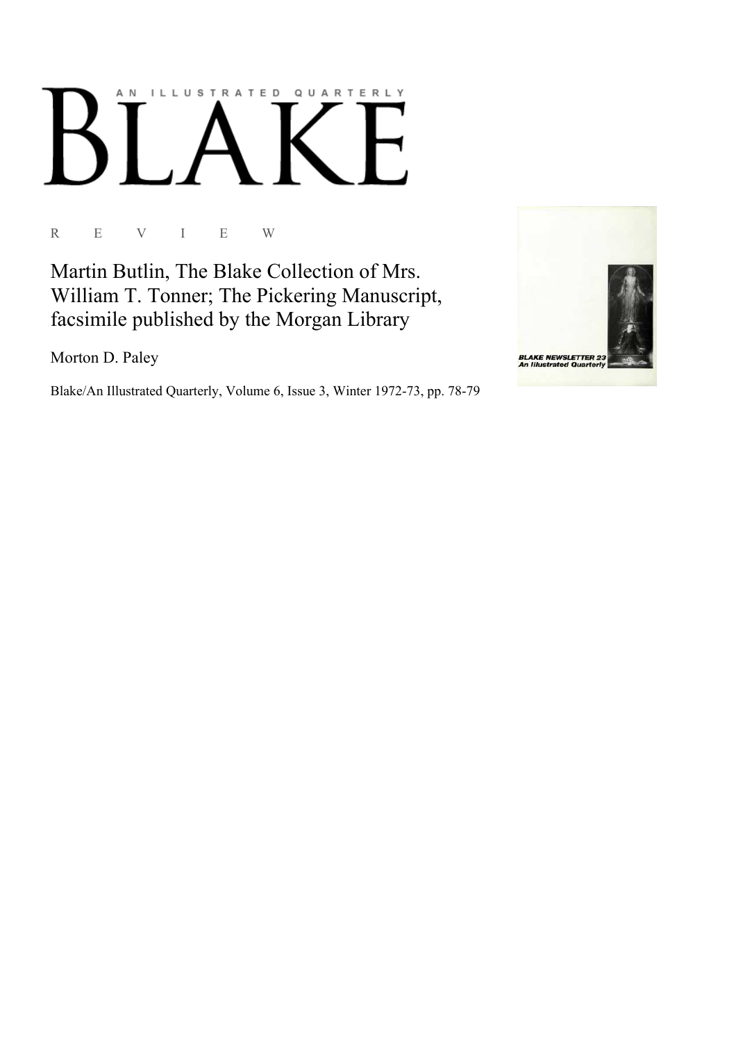AN ILLUSTRATED QUARTERLY

# BLAKE

R E V I E W

## Martin Butlin, The Blake Collection of Mrs. William T. Tonner; The Pickering Manuscript, facsimile published by the Morgan Library

Morton D. Paley

Blake/An Illustrated Quarterly, Volume 6, Issue 3, Winter 1972-73, pp. 78-79

BLAKE NEWSLETTER 23
An Illustrated Quarterly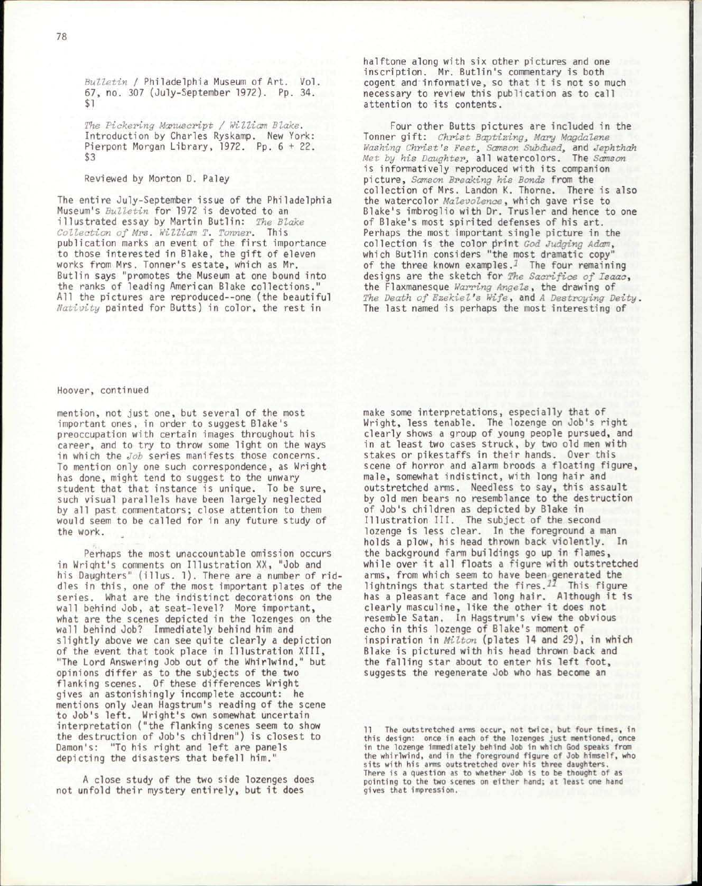*Bulletin* / Philadelphia Museum of Art. Vol. 67, no. 307 (July-September 1972). Pp. 34. $1

*The Pickering Manuscript / William Blake*. Introduction by Charles Ryskamp. New York: Pierpont Morgan Library, 1972. Pp. 6 + 22. $3

Reviewed by Morton D. Paley

The entire July-September issue of the Philadelphia Museum's *Bulletin* for 1972 is devoted to an illustrated essay by Martin Butlin: *The Blake Collection of Mrs. William T. Tonner*. This publication marks an event of the first importance to those interested in Blake, the gift of eleven works from Mrs. Tonner's estate, which as Mr. Butlin says "promotes the Museum at one bound into the ranks of leading American Blake collections." All the pictures are reproduced--one (the beautiful *Nativity* painted for Butts) in color, the rest in halftone along with six other pictures and one inscription. Mr. Butlin's commentary is both cogent and informative, so that it is not so much necessary to review this publication as to call attention to its contents.

Four other Butts pictures are included in the Tonner gift: *Christ Baptizing*, *Mary Magdalene Washing Christ's Feet*, *Samson Subdued*, and *Jephthah Met by his Daughter*, all watercolors. The *Samson* is informatively reproduced with its companion picture, *Samson Breaking his Bonds* from the collection of Mrs. Landon K. Thorne. There is also the watercolor *Malevolence*, which gave rise to Blake's imbroglio with Dr. Trusler and hence to one of Blake's most spirited defenses of his art. Perhaps the most important single picture in the collection is the color print *God Judging Adam*, which Butlin considers "the most dramatic copy" of the three known examples.[1] The four remaining designs are the sketch for *The Sacrifice of Isaac*, the Flaxmanesque *Warring Angels*, the drawing of *The Death of Ezekiel's Wife*, and *A Destroying Deity*. The last named is perhaps the most interesting of

Hoover, continued

mention, not just one, but several of the most important ones, in order to suggest Blake's preoccupation with certain images throughout his career, and to try to throw some light on the ways in which the *Job* series manifests those concerns. To mention only one such correspondence, as Wright has done, might tend to suggest to the unwary student that that instance is unique. To be sure, such visual parallels have been largely neglected by all past commentators; close attention to them would seem to be called for in any future study of the work.

Perhaps the most unaccountable omission occurs in Wright's comments on Illustration XX, "Job and his Daughters" (illus. 1). There are a number of riddles in this, one of the most important plates of the series. What are the indistinct decorations on the wall behind Job, at seat-level? More important, what are the scenes depicted in the lozenges on the wall behind Job? Immediately behind him and slightly above we can see quite clearly a depiction of the event that took place in Illustration XIII, "The Lord Answering Job out of the Whirlwind," but opinions differ as to the subjects of the two flanking scenes. Of these differences Wright gives an astonishingly incomplete account: he mentions only Jean Hagstrum's reading of the scene to Job's left. Wright's own somewhat uncertain interpretation ("the flanking scenes seem to show the destruction of Job's children") is closest to Damon's: "To his right and left are panels depicting the disasters that befell him."

A close study of the two side lozenges does not unfold their mystery entirely, but it does make some interpretations, especially that of Wright, less tenable. The lozenge on Job's right clearly shows a group of young people pursued, and in at least two cases struck, by two old men with stakes or pikestaffs in their hands. Over this scene of horror and alarm broods a floating figure, male, somewhat indistinct, with long hair and outstretched arms. Needless to say, this assault by old men bears no resemblance to the destruction of Job's children as depicted by Blake in Illustration III. The subject of the second lozenge is less clear. In the foreground a man holds a plow, his head thrown back violently. In the background farm buildings go up in flames, while over it all floats a figure with outstretched arms, from which seem to have been generated the lightnings that started the fires.[11] This figure has a pleasant face and long hair. Although it is clearly masculine, like the other it does not resemble Satan. In Hagstrum's view the obvious echo in this lozenge of Blake's moment of inspiration in *Milton* (plates 14 and 29), in which Blake is pictured with his head thrown back and the falling star about to enter his left foot, suggests the regenerate Job who has become an

11 The outstretched arms occur, not twice, but four times, in this design: once in each of the lozenges just mentioned, once in the lozenge immediately behind Job in which God speaks from the whirlwind, and in the foreground figure of Job himself, who sits with his arms outstretched over his three daughters. There is a question as to whether Job is to be thought of as pointing to the two scenes on either hand; at least one hand gives that impression.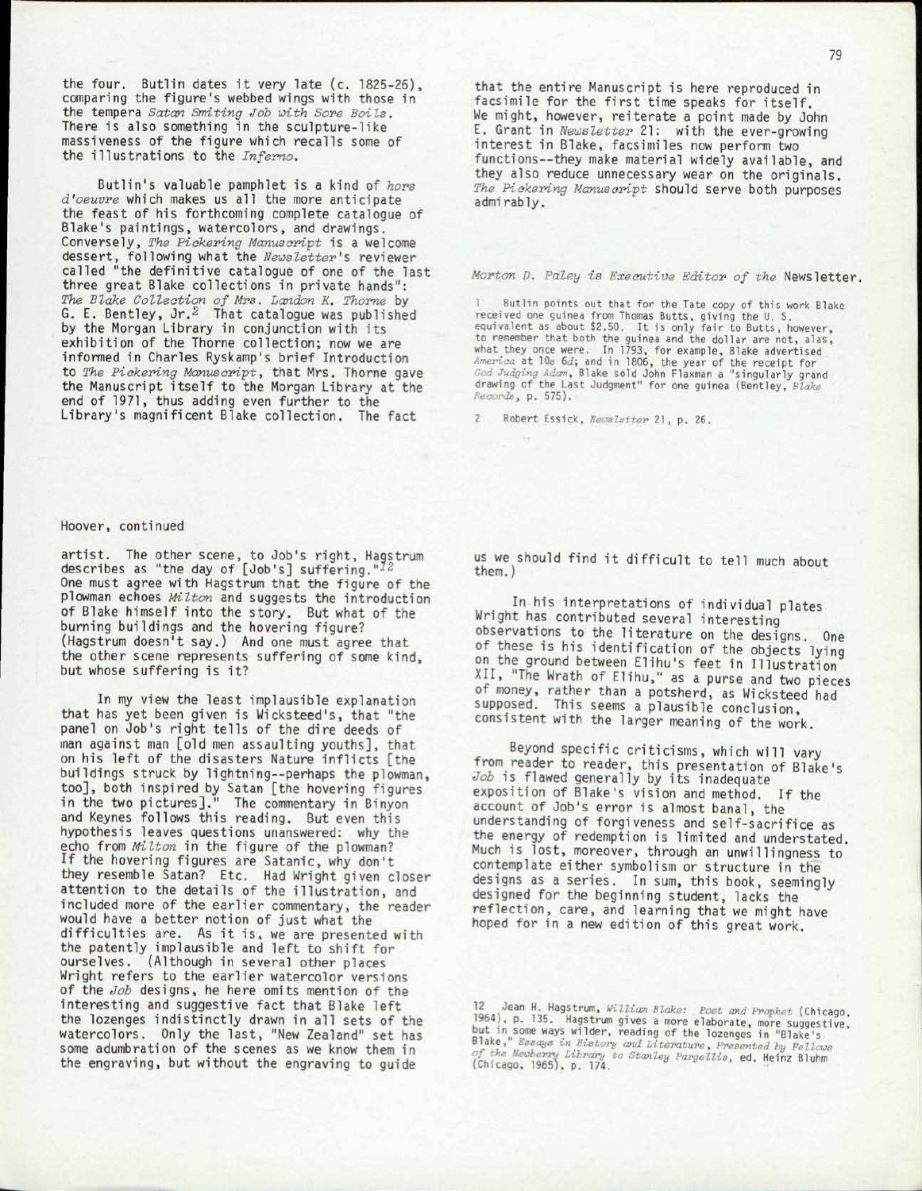the four. Butlin dates it very late (c. 1825-26), comparing the figure's webbed wings with those in the tempera *Satan Smiting Job with Sore Boils*. There is also something in the sculpture-like massiveness of the figure which recalls some of the illustrations to the *Inferno*.

Butlin's valuable pamphlet is a kind of *hors d'oeuvre* which makes us all the more anticipate the feast of his forthcoming complete catalogue of Blake's paintings, watercolors, and drawings. Conversely, *The Pickering Manuscript* is a welcome dessert, following what the *Newsletter*'s reviewer called "the definitive catalogue of one of the last three great Blake collections in private hands": *The Blake Collection of Mrs. Landon K. Thorne* by G. E. Bentley, Jr.[2] That catalogue was published by the Morgan Library in conjunction with its exhibition of the Thorne collection; now we are informed in Charles Ryskamp's brief Introduction to *The Pickering Manuscript*, that Mrs. Thorne gave the Manuscript itself to the Morgan Library at the end of 1971, thus adding even further to the Library's magnificent Blake collection. The fact that the entire Manuscript is here reproduced in facsimile for the first time speaks for itself. We might, however, reiterate a point made by John E. Grant in *Newsletter* 21: with the ever-growing interest in Blake, facsimiles now perform two functions--they make material widely available, and they also reduce unnecessary wear on the originals. *The Pickering Manuscript* should serve both purposes admirably.

*Morton D. Paley is Executive Editor of the* Newsletter.

1 Butlin points out that for the Tate copy of this work Blake received one guinea from Thomas Butts, giving the U. S. equivalent as about $2.50. It is only fair to Butts, however, to remember that both the guinea and the dollar are not, alas, what they once were. In 1793, for example, Blake advertised *America* at 10s 6d; and in 1806, the year of the receipt for *God Judging Adam*, Blake sold John Flaxman a "singularly grand drawing of the Last Judgment" for one guinea (Bentley, *Blake Records*, p. 575).

2 Robert Essick, *Newsletter* 21, p. 26.

Hoover, continued

artist. The other scene, to Job's right, Hagstrum describes as "the day of [Job's] suffering."[12] One must agree with Hagstrum that the figure of the plowman echoes *Milton* and suggests the introduction of Blake himself into the story. But what of the burning buildings and the hovering figure? (Hagstrum doesn't say.) And one must agree that the other scene represents suffering of some kind, but whose suffering is it?

In my view the least implausible explanation that has yet been given is Wicksteed's, that "the panel on Job's right tells of the dire deeds of man against man [old men assaulting youths], that on his left of the disasters Nature inflicts [the buildings struck by lightning--perhaps the plowman, too], both inspired by Satan [the hovering figures in the two pictures]." The commentary in Binyon and Keynes follows this reading. But even this hypothesis leaves questions unanswered: why the echo from *Milton* in the figure of the plowman? If the hovering figures are Satanic, why don't they resemble Satan? Etc. Had Wright given closer attention to the details of the illustration, and included more of the earlier commentary, the reader would have a better notion of just what the difficulties are. As it is, we are presented with the patently implausible and left to shift for ourselves. (Although in several other places Wright refers to the earlier watercolor versions of the *Job* designs, he here omits mention of the interesting and suggestive fact that Blake left the lozenges indistinctly drawn in all sets of the watercolors. Only the last, "New Zealand" set has some adumbration of the scenes as we know them in the engraving, but without the engraving to guide us we should find it difficult to tell much about them.)

In his interpretations of individual plates Wright has contributed several interesting observations to the literature on the designs. One of these is his identification of the objects lying on the ground between Elihu's feet in Illustration XII, "The Wrath of Elihu," as a purse and two pieces of money, rather than a potsherd, as Wicksteed had supposed. This seems a plausible conclusion, consistent with the larger meaning of the work.

Beyond specific criticisms, which will vary from reader to reader, this presentation of Blake's *Job* is flawed generally by its inadequate exposition of Blake's vision and method. If the account of Job's error is almost banal, the understanding of forgiveness and self-sacrifice as the energy of redemption is limited and understated. Much is lost, moreover, through an unwillingness to contemplate either symbolism or structure in the designs as a series. In sum, this book, seemingly designed for the beginning student, lacks the reflection, care, and learning that we might have hoped for in a new edition of this great work.

12 Jean H. Hagstrum, *William Blake: Poet and Prophet* (Chicago, 1964), p. 135. Hagstrum gives a more elaborate, more suggestive, but in some ways wilder, reading of the lozenges in "Blake's Blake," *Essays in History and Literature, Presented by Fellows of the Newberry Library to Stanley Pargellis*, ed. Heinz Bluhm (Chicago, 1965), p. 174.